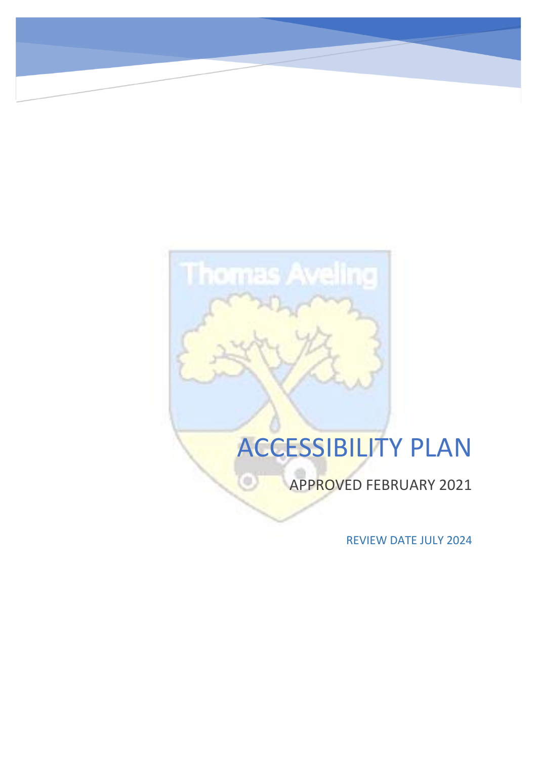# ACCESSIBILITY PLAN

APPROVED FEBRUARY 2021

REVIEW DATE JULY 2024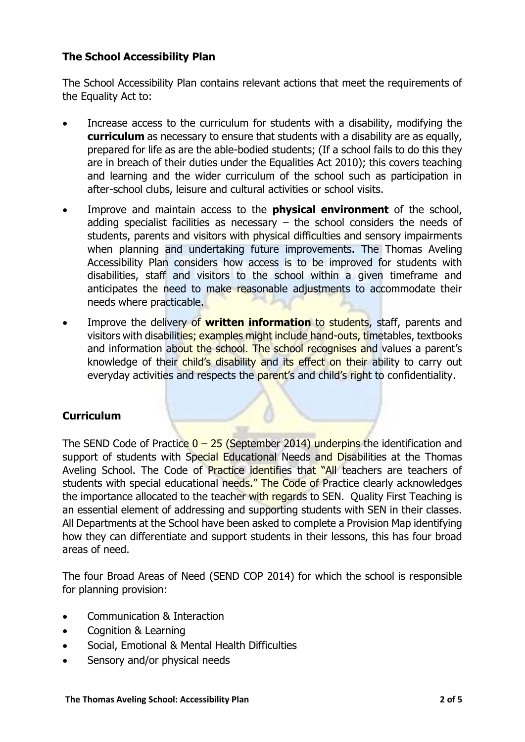## The School Accessibility Plan

The School Accessibility Plan contains relevant actions that meet the requirements of the Equality Act to:

- Increase access to the curriculum for students with a disability, modifying the **curriculum** as necessary to ensure that students with a disability are as equally, prepared for life as are the able-bodied students; (If a school fails to do this they are in breach of their duties under the Equalities Act 2010); this covers teaching and learning and the wider curriculum of the school such as participation in after-school clubs, leisure and cultural activities or school visits.
- Improve and maintain access to the **physical environment** of the school, adding specialist facilities as necessary – the school considers the needs of students, parents and visitors with physical difficulties and sensory impairments when planning and undertaking future improvements. The Thomas Aveling Accessibility Plan considers how access is to be improved for students with disabilities, staff and visitors to the school within a given timeframe and anticipates the need to make reasonable adjustments to accommodate their needs where practicable.
- Improve the delivery of **written information** to students, staff, parents and visitors with disabilities; examples might include hand-outs, timetables, textbooks and information about the school. The school recognises and values a parent's knowledge of their child's disability and its effect on their ability to carry out everyday activities and respects the parent's and child's right to confidentiality.

## Curriculum

The SEND Code of Practice 0 – 25 (September 2014) underpins the identification and support of students with Special Educational Needs and Disabilities at the Thomas Aveling School. The Code of Practice identifies that "All teachers are teachers of students with special educational needs." The Code of Practice clearly acknowledges the importance allocated to the teacher with regards to SEN. Quality First Teaching is an essential element of addressing and supporting students with SEN in their classes. All Departments at the School have been asked to complete a Provision Map identifying how they can differentiate and support students in their lessons, this has four broad areas of need.

The four Broad Areas of Need (SEND COP 2014) for which the school is responsible for planning provision:

- Communication & Interaction
- Cognition & Learning
- Social, Emotional & Mental Health Difficulties
- Sensory and/or physical needs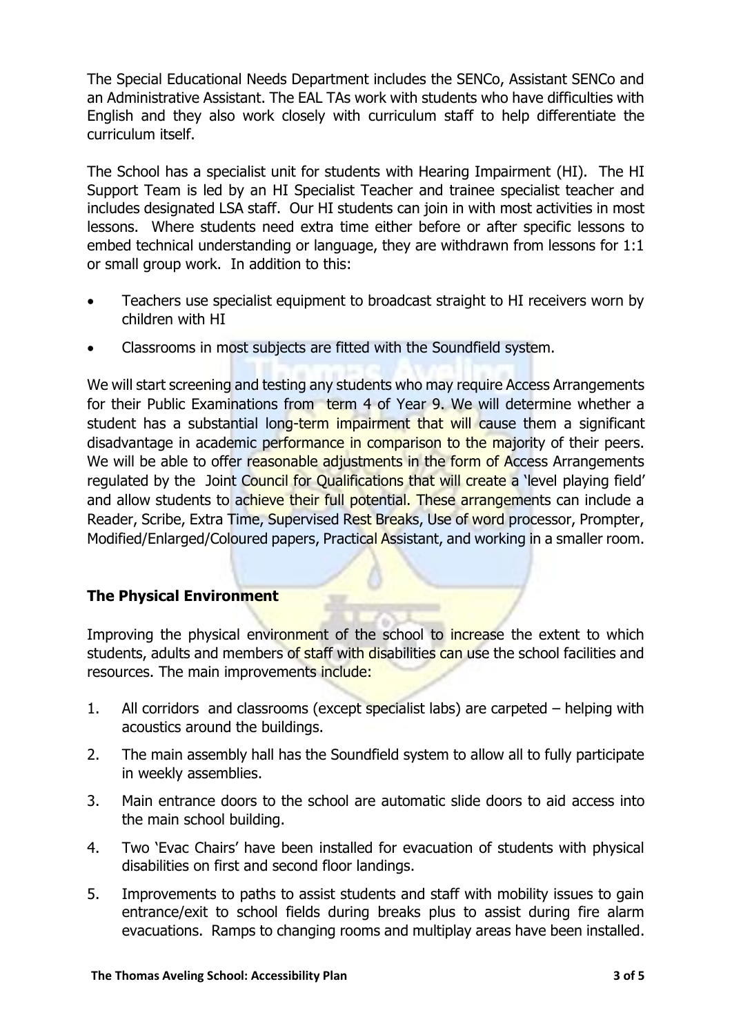The Special Educational Needs Department includes the SENCo, Assistant SENCo and an Administrative Assistant. The EAL TAs work with students who have difficulties with English and they also work closely with curriculum staff to help differentiate the curriculum itself.

The School has a specialist unit for students with Hearing Impairment (HI). The HI Support Team is led by an HI Specialist Teacher and trainee specialist teacher and includes designated LSA staff. Our HI students can join in with most activities in most lessons. Where students need extra time either before or after specific lessons to embed technical understanding or language, they are withdrawn from lessons for 1:1 or small group work. In addition to this:

- Teachers use specialist equipment to broadcast straight to HI receivers worn by children with HI
- Classrooms in most subjects are fitted with the Soundfield system.

We will start screening and testing any students who may require Access Arrangements for their Public Examinations from term 4 of Year 9. We will determine whether a student has a substantial long-term impairment that will cause them a significant disadvantage in academic performance in comparison to the majority of their peers. We will be able to offer reasonable adjustments in the form of Access Arrangements regulated by the Joint Council for Qualifications that will create a 'level playing field' and allow students to achieve their full potential. These arrangements can include a Reader, Scribe, Extra Time, Supervised Rest Breaks, Use of word processor, Prompter, Modified/Enlarged/Coloured papers, Practical Assistant, and working in a smaller room.

**The Physical Environment**

Improving the physical environment of the school to increase the extent to which students, adults and members of staff with disabilities can use the school facilities and resources. The main improvements include:

1. All corridors and classrooms (except specialist labs) are carpeted – helping with acoustics around the buildings.
2. The main assembly hall has the Soundfield system to allow all to fully participate in weekly assemblies.
3. Main entrance doors to the school are automatic slide doors to aid access into the main school building.
4. Two 'Evac Chairs' have been installed for evacuation of students with physical disabilities on first and second floor landings.
5. Improvements to paths to assist students and staff with mobility issues to gain entrance/exit to school fields during breaks plus to assist during fire alarm evacuations. Ramps to changing rooms and multiplay areas have been installed.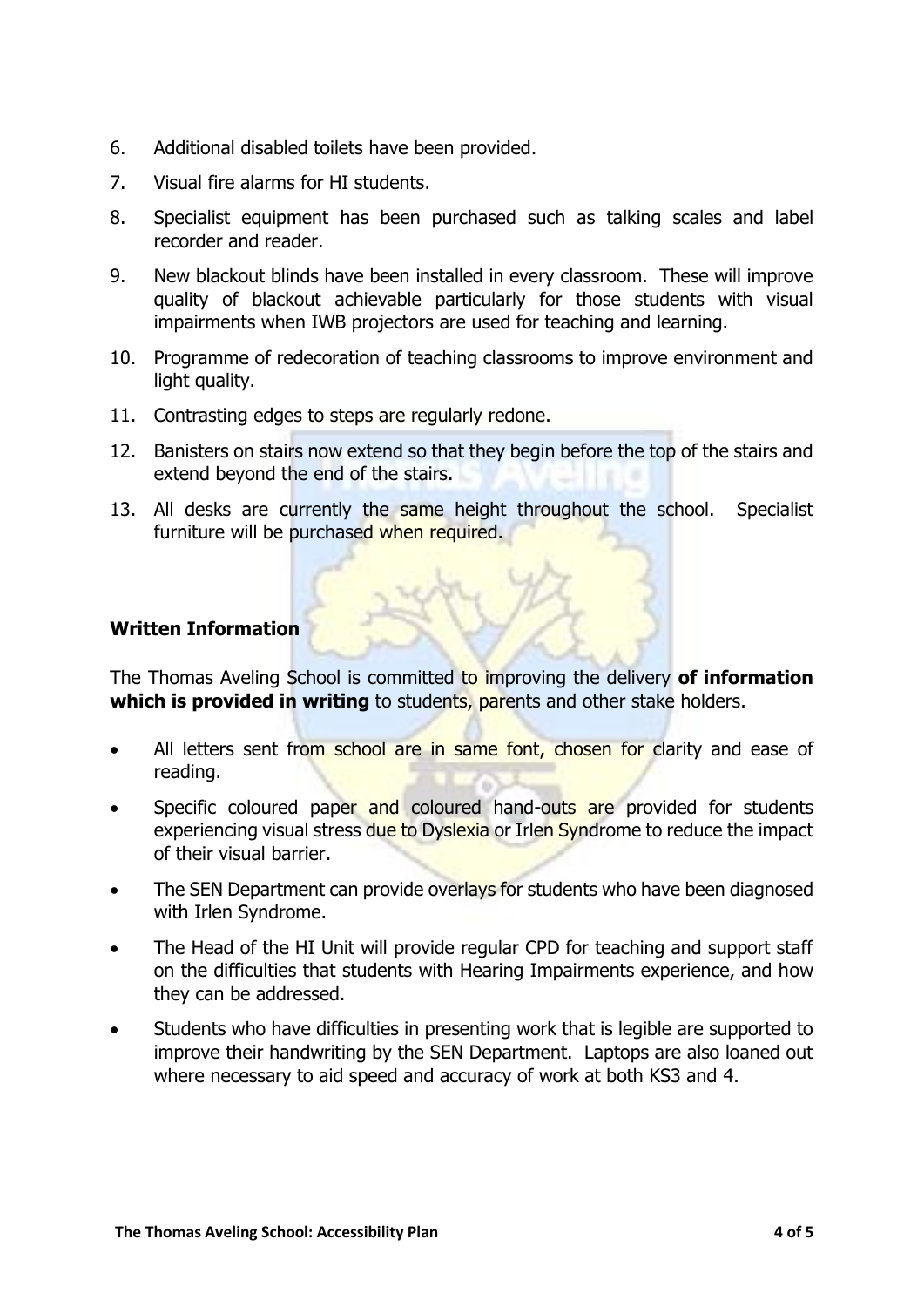6. Additional disabled toilets have been provided.
7. Visual fire alarms for HI students.
8. Specialist equipment has been purchased such as talking scales and label recorder and reader.
9. New blackout blinds have been installed in every classroom. These will improve quality of blackout achievable particularly for those students with visual impairments when IWB projectors are used for teaching and learning.
10. Programme of redecoration of teaching classrooms to improve environment and light quality.
11. Contrasting edges to steps are regularly redone.
12. Banisters on stairs now extend so that they begin before the top of the stairs and extend beyond the end of the stairs.
13. All desks are currently the same height throughout the school. Specialist furniture will be purchased when required.

**Written Information**

The Thomas Aveling School is committed to improving the delivery **of information which is provided in writing** to students, parents and other stake holders.

- All letters sent from school are in same font, chosen for clarity and ease of reading.
- Specific coloured paper and coloured hand-outs are provided for students experiencing visual stress due to Dyslexia or Irlen Syndrome to reduce the impact of their visual barrier.
- The SEN Department can provide overlays for students who have been diagnosed with Irlen Syndrome.
- The Head of the HI Unit will provide regular CPD for teaching and support staff on the difficulties that students with Hearing Impairments experience, and how they can be addressed.
- Students who have difficulties in presenting work that is legible are supported to improve their handwriting by the SEN Department. Laptops are also loaned out where necessary to aid speed and accuracy of work at both KS3 and 4.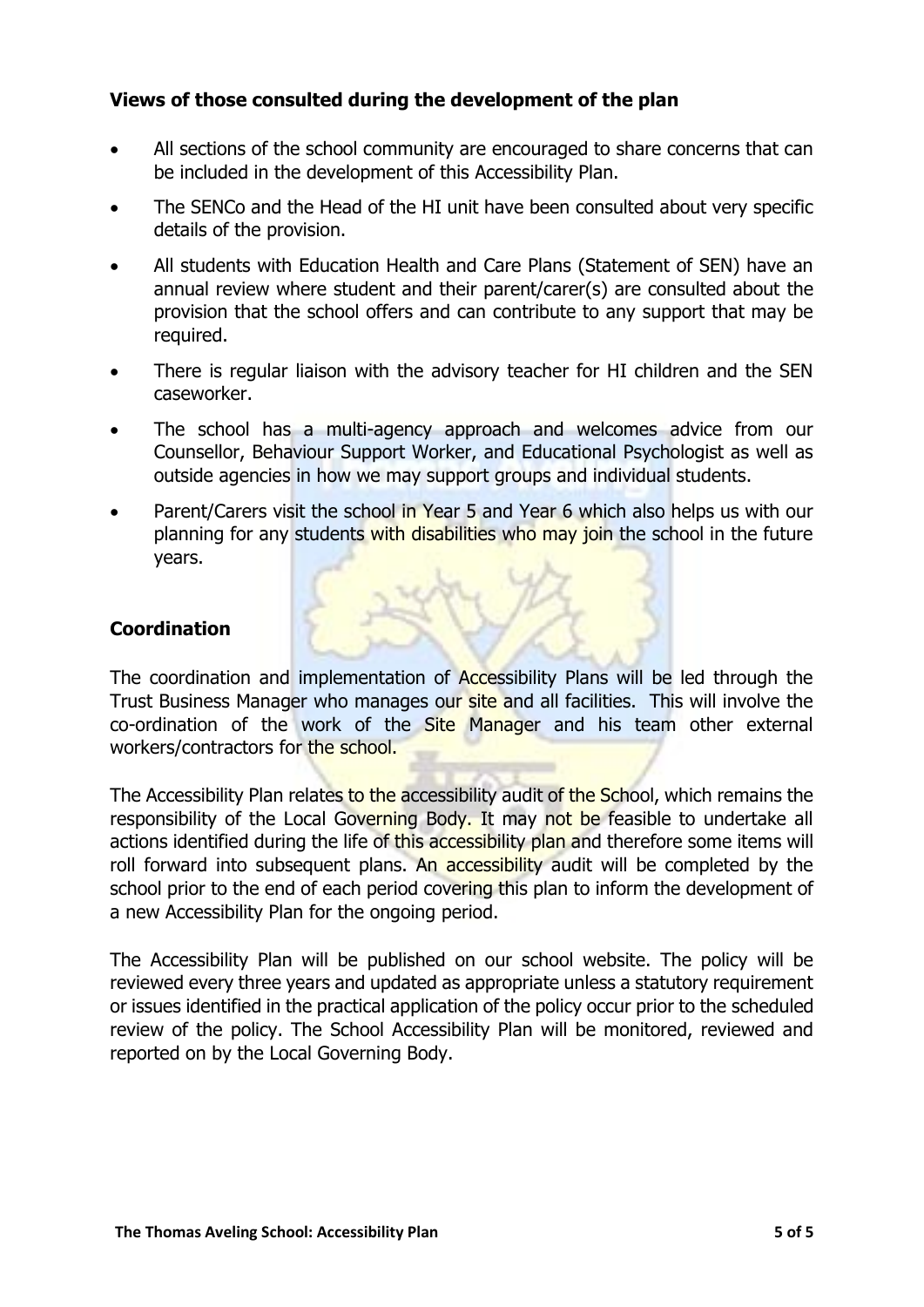### Views of those consulted during the development of the plan

- All sections of the school community are encouraged to share concerns that can be included in the development of this Accessibility Plan.
- The SENCo and the Head of the HI unit have been consulted about very specific details of the provision.
- All students with Education Health and Care Plans (Statement of SEN) have an annual review where student and their parent/carer(s) are consulted about the provision that the school offers and can contribute to any support that may be required.
- There is regular liaison with the advisory teacher for HI children and the SEN caseworker.
- The school has a multi-agency approach and welcomes advice from our Counsellor, Behaviour Support Worker, and Educational Psychologist as well as outside agencies in how we may support groups and individual students.
- Parent/Carers visit the school in Year 5 and Year 6 which also helps us with our planning for any students with disabilities who may join the school in the future years.

### Coordination

The coordination and implementation of Accessibility Plans will be led through the Trust Business Manager who manages our site and all facilities. This will involve the co-ordination of the work of the Site Manager and his team other external workers/contractors for the school.

The Accessibility Plan relates to the accessibility audit of the School, which remains the responsibility of the Local Governing Body. It may not be feasible to undertake all actions identified during the life of this accessibility plan and therefore some items will roll forward into subsequent plans. An accessibility audit will be completed by the school prior to the end of each period covering this plan to inform the development of a new Accessibility Plan for the ongoing period.

The Accessibility Plan will be published on our school website. The policy will be reviewed every three years and updated as appropriate unless a statutory requirement or issues identified in the practical application of the policy occur prior to the scheduled review of the policy. The School Accessibility Plan will be monitored, reviewed and reported on by the Local Governing Body.